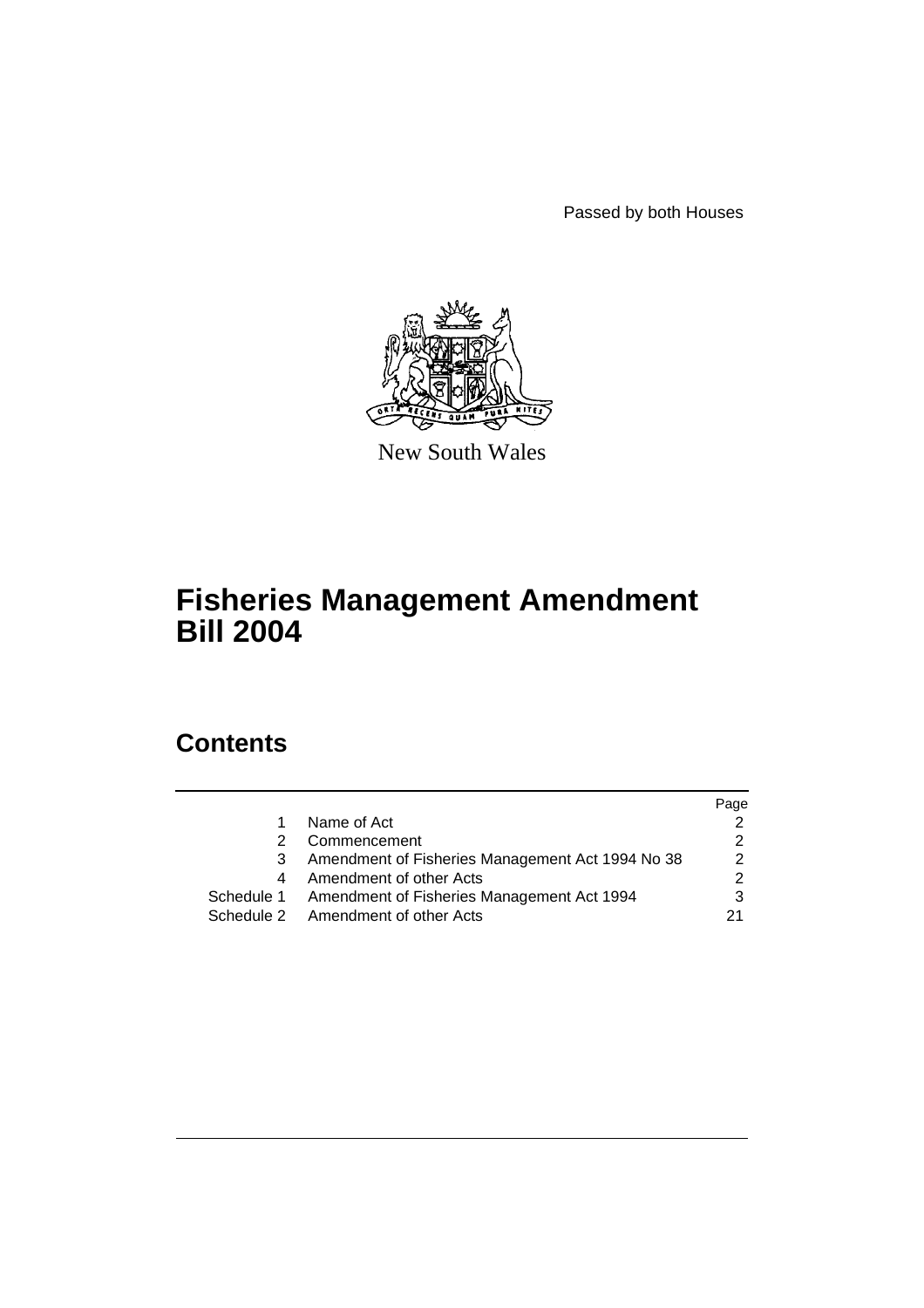Passed by both Houses

New South Wales

# Fisheries Management Amendment Bill 2004

## Contents

| | | Page |
|---|---|---|
| 1 | Name of Act | 2 |
| 2 | Commencement | 2 |
| 3 | Amendment of Fisheries Management Act 1994 No 38 | 2 |
| 4 | Amendment of other Acts | 2 |
| Schedule 1 | Amendment of Fisheries Management Act 1994 | 3 |
| Schedule 2 | Amendment of other Acts | 21 |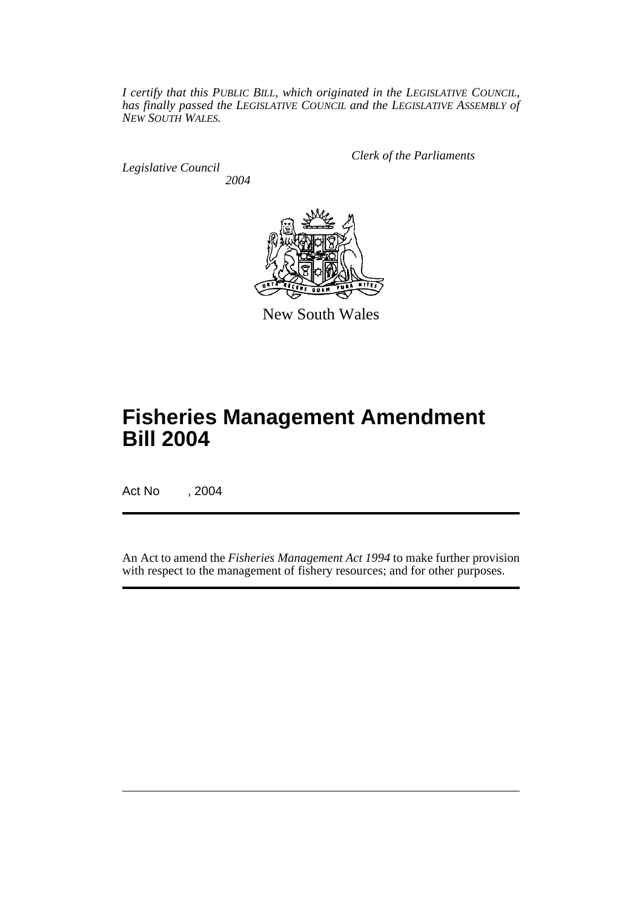*I certify that this PUBLIC BILL, which originated in the LEGISLATIVE COUNCIL, has finally passed the LEGISLATIVE COUNCIL and the LEGISLATIVE ASSEMBLY of NEW SOUTH WALES.*

*Clerk of the Parliaments*

*Legislative Council*

*2004*

New South Wales

# Fisheries Management Amendment Bill 2004

Act No , 2004

An Act to amend the *Fisheries Management Act 1994* to make further provision with respect to the management of fishery resources; and for other purposes.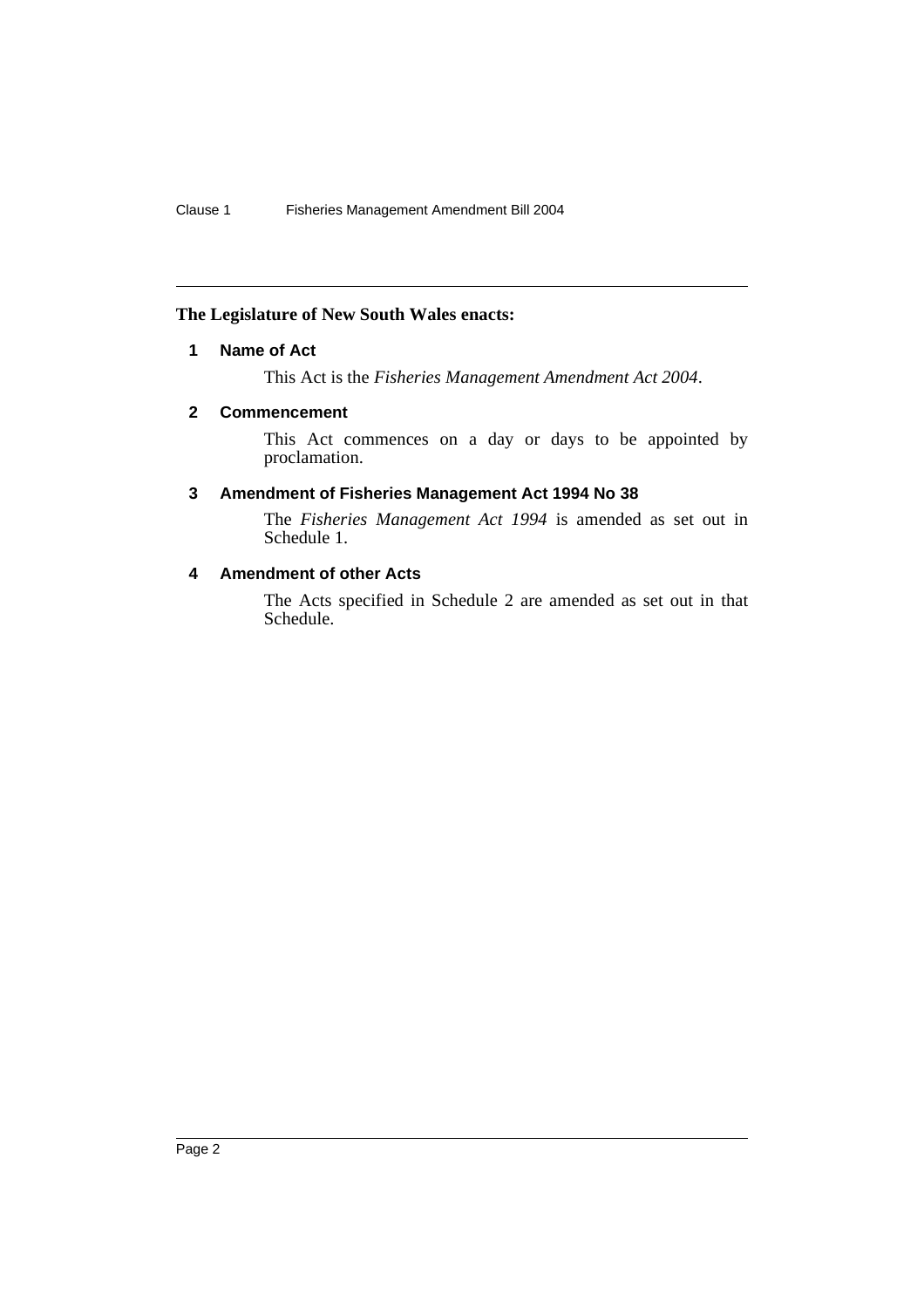**The Legislature of New South Wales enacts:**

### 1 Name of Act

This Act is the *Fisheries Management Amendment Act 2004*.

### 2 Commencement

This Act commences on a day or days to be appointed by proclamation.

### 3 Amendment of Fisheries Management Act 1994 No 38

The *Fisheries Management Act 1994* is amended as set out in Schedule 1.

### 4 Amendment of other Acts

The Acts specified in Schedule 2 are amended as set out in that Schedule.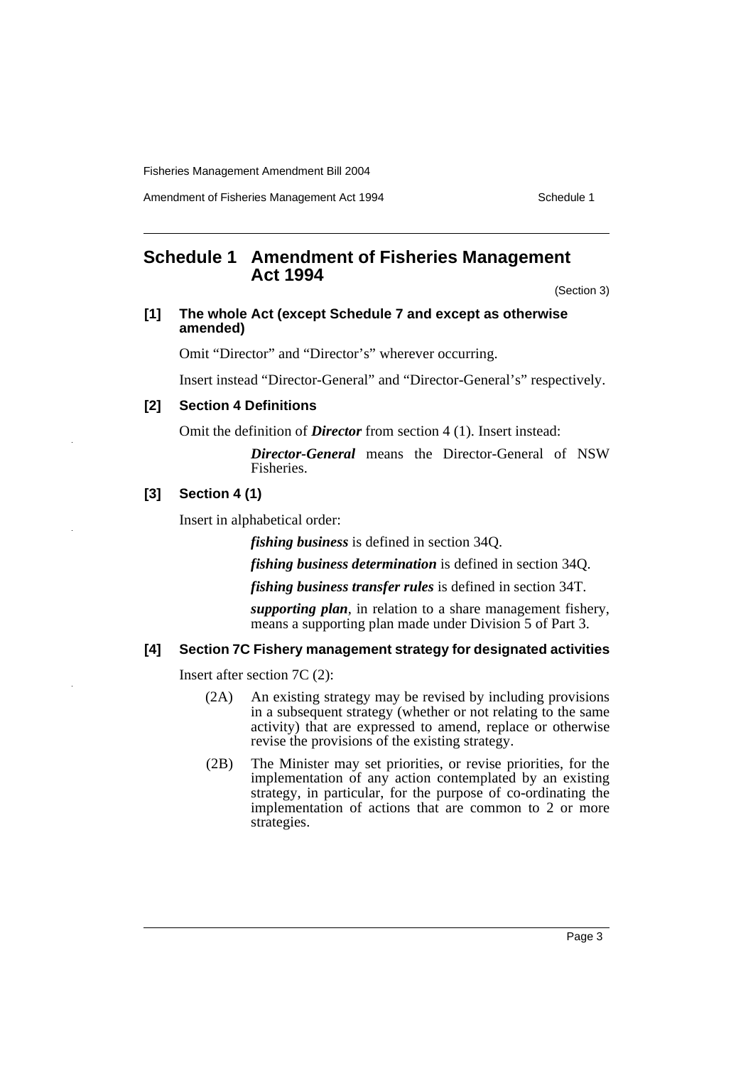## Schedule 1 Amendment of Fisheries Management Act 1994

(Section 3)

### [1] The whole Act (except Schedule 7 and except as otherwise amended)

Omit "Director" and "Director's" wherever occurring.

Insert instead "Director-General" and "Director-General's" respectively.

### [2] Section 4 Definitions

Omit the definition of ***Director*** from section 4 (1). Insert instead:

> ***Director-General*** means the Director-General of NSW Fisheries.

### [3] Section 4 (1)

Insert in alphabetical order:

> ***fishing business*** is defined in section 34Q.
>
> ***fishing business determination*** is defined in section 34Q.
>
> ***fishing business transfer rules*** is defined in section 34T.
>
> ***supporting plan***, in relation to a share management fishery, means a supporting plan made under Division 5 of Part 3.

### [4] Section 7C Fishery management strategy for designated activities

Insert after section 7C (2):

> (2A) An existing strategy may be revised by including provisions in a subsequent strategy (whether or not relating to the same activity) that are expressed to amend, replace or otherwise revise the provisions of the existing strategy.
>
> (2B) The Minister may set priorities, or revise priorities, for the implementation of any action contemplated by an existing strategy, in particular, for the purpose of co-ordinating the implementation of actions that are common to 2 or more strategies.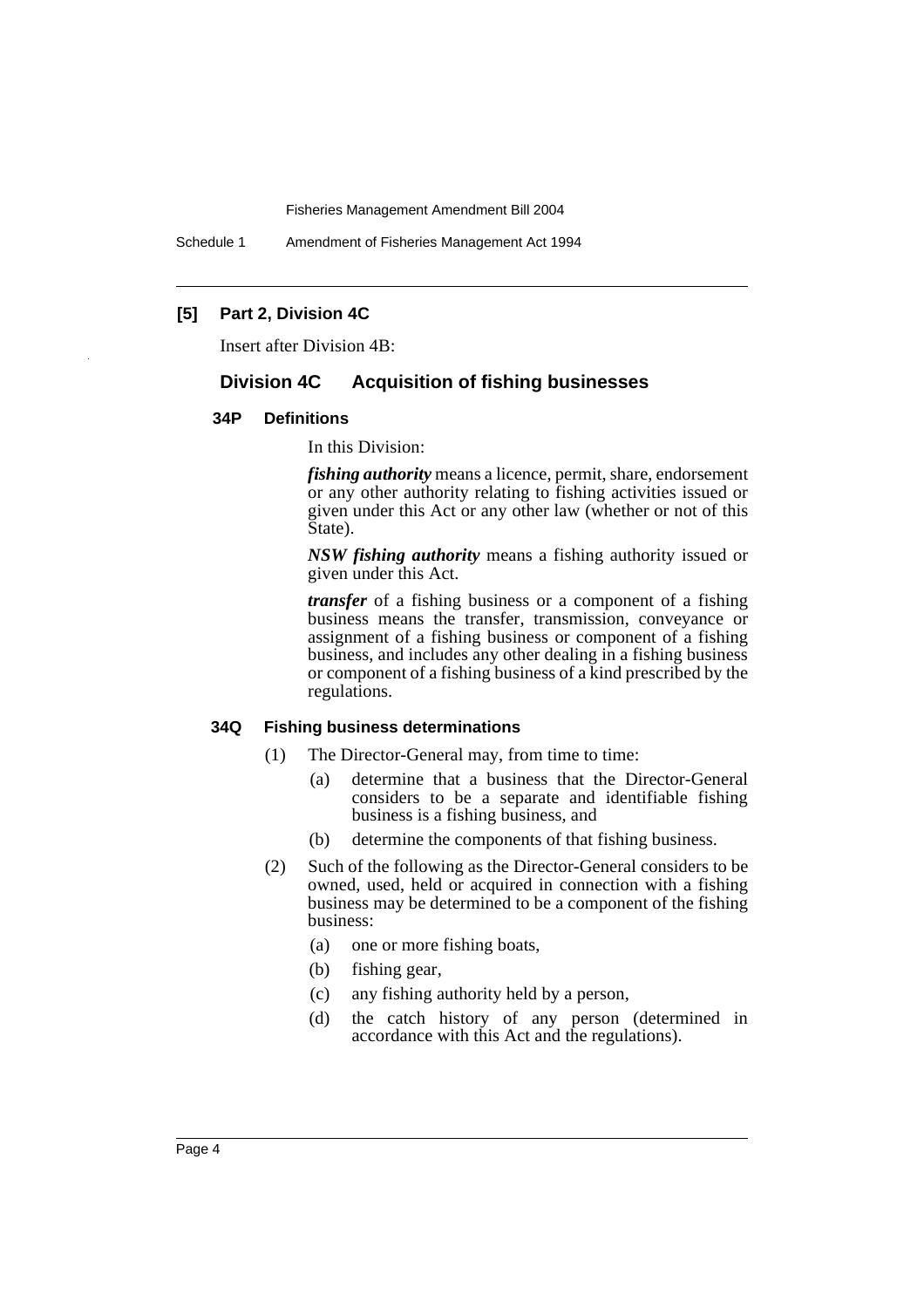**[5] Part 2, Division 4C**

Insert after Division 4B:

## Division 4C Acquisition of fishing businesses

### 34P Definitions

In this Division:

***fishing authority*** means a licence, permit, share, endorsement or any other authority relating to fishing activities issued or given under this Act or any other law (whether or not of this State).

***NSW fishing authority*** means a fishing authority issued or given under this Act.

***transfer*** of a fishing business or a component of a fishing business means the transfer, transmission, conveyance or assignment of a fishing business or component of a fishing business, and includes any other dealing in a fishing business or component of a fishing business of a kind prescribed by the regulations.

### 34Q Fishing business determinations

(1) The Director-General may, from time to time:

- (a) determine that a business that the Director-General considers to be a separate and identifiable fishing business is a fishing business, and
- (b) determine the components of that fishing business.

(2) Such of the following as the Director-General considers to be owned, used, held or acquired in connection with a fishing business may be determined to be a component of the fishing business:

- (a) one or more fishing boats,
- (b) fishing gear,
- (c) any fishing authority held by a person,
- (d) the catch history of any person (determined in accordance with this Act and the regulations).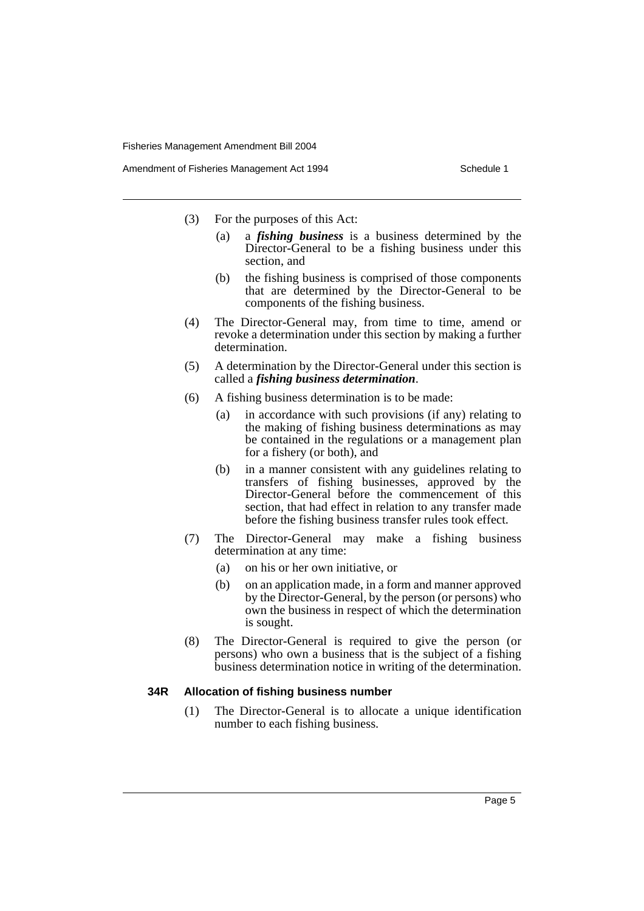(3) For the purposes of this Act:

(a) a ***fishing business*** is a business determined by the Director-General to be a fishing business under this section, and

(b) the fishing business is comprised of those components that are determined by the Director-General to be components of the fishing business.

(4) The Director-General may, from time to time, amend or revoke a determination under this section by making a further determination.

(5) A determination by the Director-General under this section is called a ***fishing business determination***.

(6) A fishing business determination is to be made:

(a) in accordance with such provisions (if any) relating to the making of fishing business determinations as may be contained in the regulations or a management plan for a fishery (or both), and

(b) in a manner consistent with any guidelines relating to transfers of fishing businesses, approved by the Director-General before the commencement of this section, that had effect in relation to any transfer made before the fishing business transfer rules took effect.

(7) The Director-General may make a fishing business determination at any time:

(a) on his or her own initiative, or

(b) on an application made, in a form and manner approved by the Director-General, by the person (or persons) who own the business in respect of which the determination is sought.

(8) The Director-General is required to give the person (or persons) who own a business that is the subject of a fishing business determination notice in writing of the determination.

#### 34R Allocation of fishing business number

(1) The Director-General is to allocate a unique identification number to each fishing business.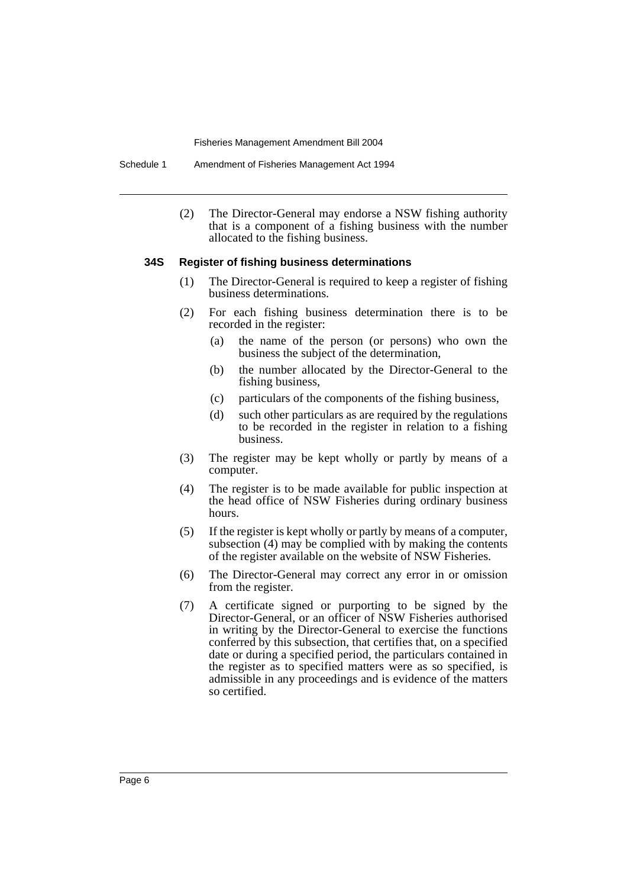(2) The Director-General may endorse a NSW fishing authority that is a component of a fishing business with the number allocated to the fishing business.

### 34S Register of fishing business determinations

(1) The Director-General is required to keep a register of fishing business determinations.

(2) For each fishing business determination there is to be recorded in the register:

- (a) the name of the person (or persons) who own the business the subject of the determination,
- (b) the number allocated by the Director-General to the fishing business,
- (c) particulars of the components of the fishing business,
- (d) such other particulars as are required by the regulations to be recorded in the register in relation to a fishing business.

(3) The register may be kept wholly or partly by means of a computer.

(4) The register is to be made available for public inspection at the head office of NSW Fisheries during ordinary business hours.

(5) If the register is kept wholly or partly by means of a computer, subsection (4) may be complied with by making the contents of the register available on the website of NSW Fisheries.

(6) The Director-General may correct any error in or omission from the register.

(7) A certificate signed or purporting to be signed by the Director-General, or an officer of NSW Fisheries authorised in writing by the Director-General to exercise the functions conferred by this subsection, that certifies that, on a specified date or during a specified period, the particulars contained in the register as to specified matters were as so specified, is admissible in any proceedings and is evidence of the matters so certified.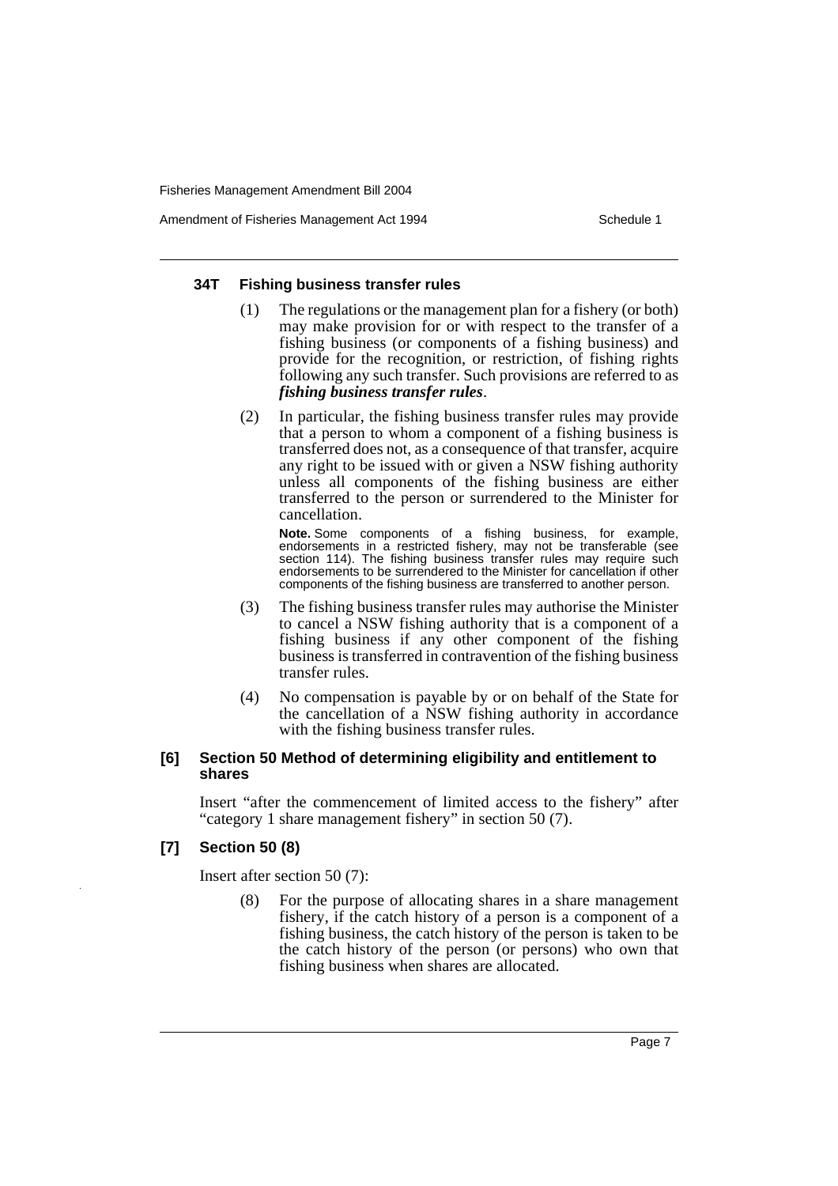#### 34T Fishing business transfer rules

(1) The regulations or the management plan for a fishery (or both) may make provision for or with respect to the transfer of a fishing business (or components of a fishing business) and provide for the recognition, or restriction, of fishing rights following any such transfer. Such provisions are referred to as ***fishing business transfer rules***.

(2) In particular, the fishing business transfer rules may provide that a person to whom a component of a fishing business is transferred does not, as a consequence of that transfer, acquire any right to be issued with or given a NSW fishing authority unless all components of the fishing business are either transferred to the person or surrendered to the Minister for cancellation.

**Note.** Some components of a fishing business, for example, endorsements in a restricted fishery, may not be transferable (see section 114). The fishing business transfer rules may require such endorsements to be surrendered to the Minister for cancellation if other components of the fishing business are transferred to another person.

(3) The fishing business transfer rules may authorise the Minister to cancel a NSW fishing authority that is a component of a fishing business if any other component of the fishing business is transferred in contravention of the fishing business transfer rules.

(4) No compensation is payable by or on behalf of the State for the cancellation of a NSW fishing authority in accordance with the fishing business transfer rules.

### [6] Section 50 Method of determining eligibility and entitlement to shares

Insert "after the commencement of limited access to the fishery" after "category 1 share management fishery" in section 50 (7).

### [7] Section 50 (8)

Insert after section 50 (7):

(8) For the purpose of allocating shares in a share management fishery, if the catch history of a person is a component of a fishing business, the catch history of the person is taken to be the catch history of the person (or persons) who own that fishing business when shares are allocated.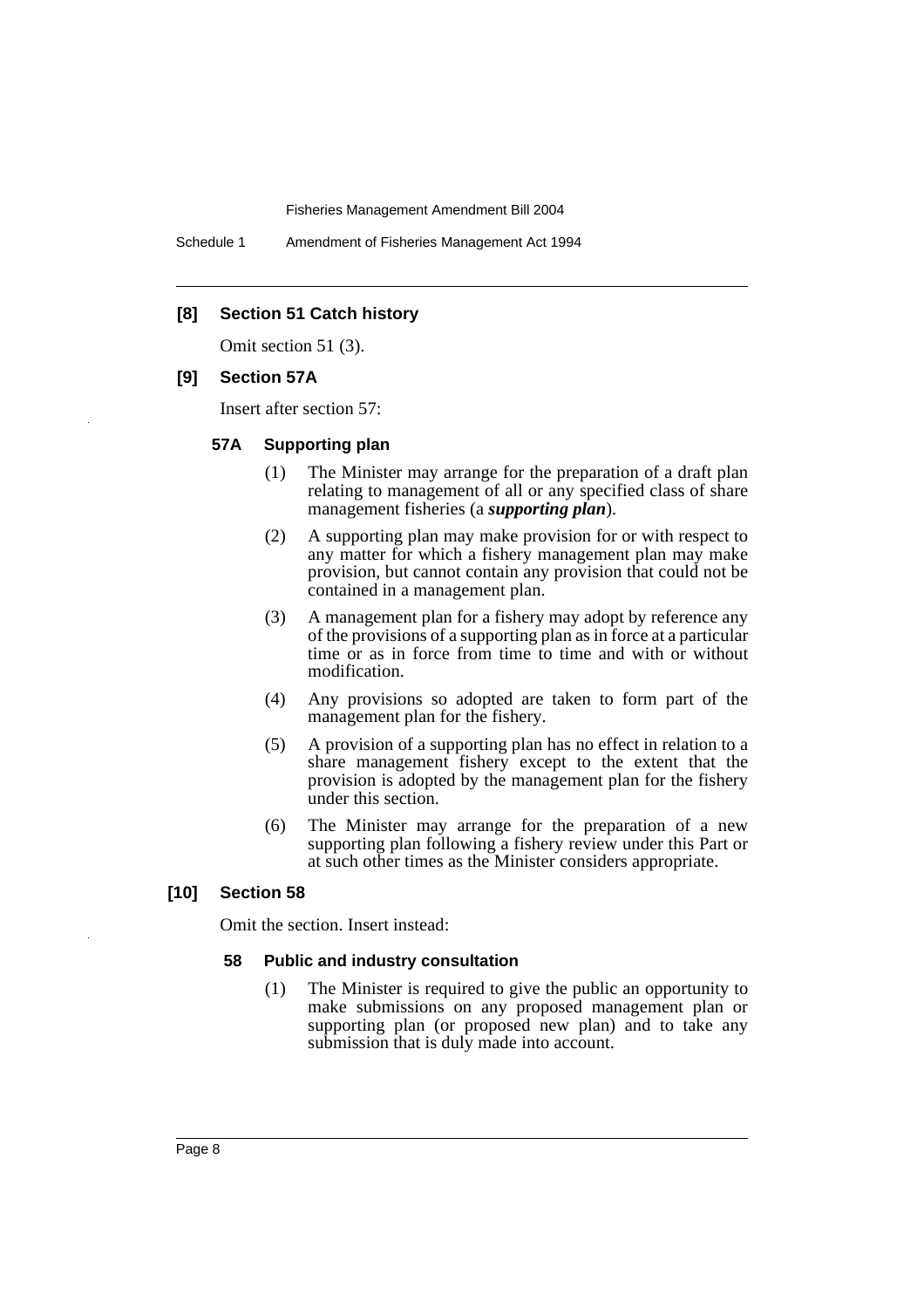### [8] Section 51 Catch history

Omit section 51 (3).

### [9] Section 57A

Insert after section 57:

#### 57A Supporting plan

(1) The Minister may arrange for the preparation of a draft plan relating to management of all or any specified class of share management fisheries (a ***supporting plan***).

(2) A supporting plan may make provision for or with respect to any matter for which a fishery management plan may make provision, but cannot contain any provision that could not be contained in a management plan.

(3) A management plan for a fishery may adopt by reference any of the provisions of a supporting plan as in force at a particular time or as in force from time to time and with or without modification.

(4) Any provisions so adopted are taken to form part of the management plan for the fishery.

(5) A provision of a supporting plan has no effect in relation to a share management fishery except to the extent that the provision is adopted by the management plan for the fishery under this section.

(6) The Minister may arrange for the preparation of a new supporting plan following a fishery review under this Part or at such other times as the Minister considers appropriate.

### [10] Section 58

Omit the section. Insert instead:

#### 58 Public and industry consultation

(1) The Minister is required to give the public an opportunity to make submissions on any proposed management plan or supporting plan (or proposed new plan) and to take any submission that is duly made into account.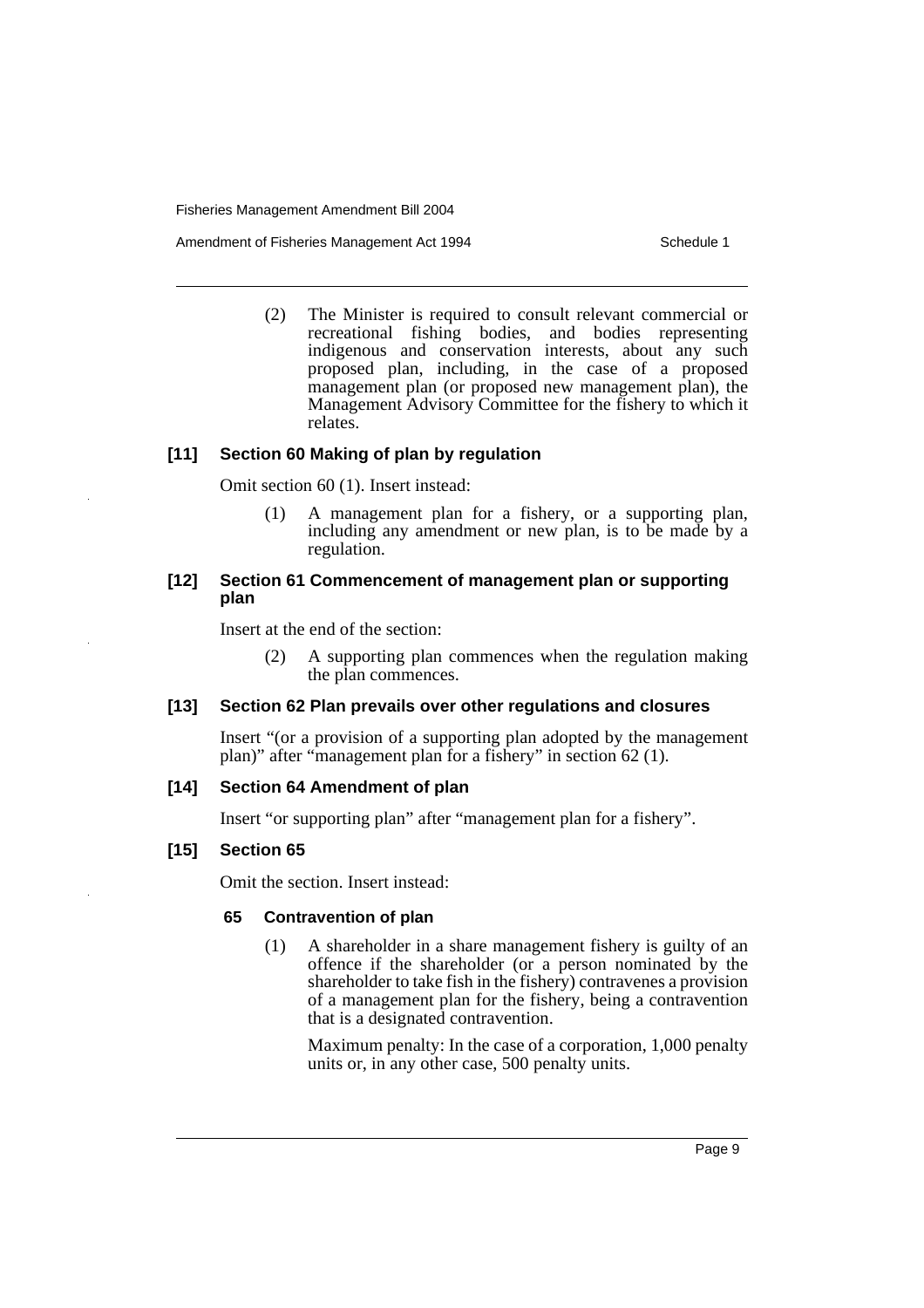(2) The Minister is required to consult relevant commercial or recreational fishing bodies, and bodies representing indigenous and conservation interests, about any such proposed plan, including, in the case of a proposed management plan (or proposed new management plan), the Management Advisory Committee for the fishery to which it relates.

### [11] Section 60 Making of plan by regulation

Omit section 60 (1). Insert instead:

(1) A management plan for a fishery, or a supporting plan, including any amendment or new plan, is to be made by a regulation.

### [12] Section 61 Commencement of management plan or supporting plan

Insert at the end of the section:

(2) A supporting plan commences when the regulation making the plan commences.

### [13] Section 62 Plan prevails over other regulations and closures

Insert "(or a provision of a supporting plan adopted by the management plan)" after "management plan for a fishery" in section 62 (1).

### [14] Section 64 Amendment of plan

Insert "or supporting plan" after "management plan for a fishery".

### [15] Section 65

Omit the section. Insert instead:

#### 65 Contravention of plan

(1) A shareholder in a share management fishery is guilty of an offence if the shareholder (or a person nominated by the shareholder to take fish in the fishery) contravenes a provision of a management plan for the fishery, being a contravention that is a designated contravention.

Maximum penalty: In the case of a corporation, 1,000 penalty units or, in any other case, 500 penalty units.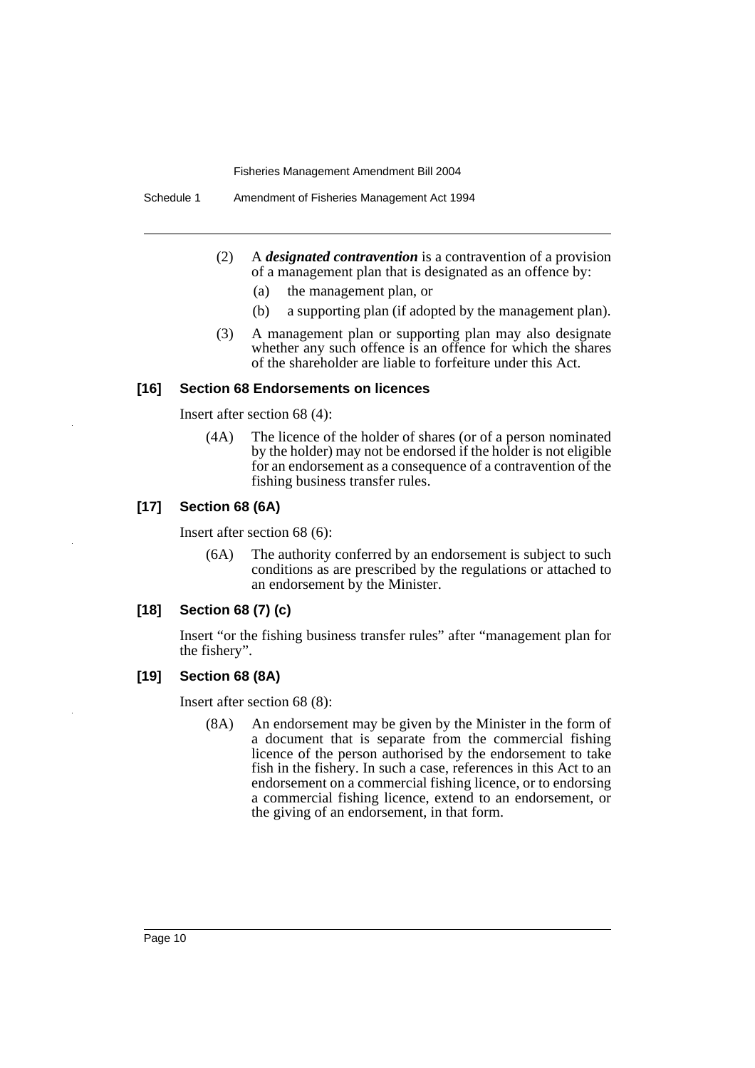(2) A ***designated contravention*** is a contravention of a provision of a management plan that is designated as an offence by:

(a) the management plan, or

(b) a supporting plan (if adopted by the management plan).

(3) A management plan or supporting plan may also designate whether any such offence is an offence for which the shares of the shareholder are liable to forfeiture under this Act.

### [16] Section 68 Endorsements on licences

Insert after section 68 (4):

(4A) The licence of the holder of shares (or of a person nominated by the holder) may not be endorsed if the holder is not eligible for an endorsement as a consequence of a contravention of the fishing business transfer rules.

### [17] Section 68 (6A)

Insert after section 68 (6):

(6A) The authority conferred by an endorsement is subject to such conditions as are prescribed by the regulations or attached to an endorsement by the Minister.

### [18] Section 68 (7) (c)

Insert "or the fishing business transfer rules" after "management plan for the fishery".

### [19] Section 68 (8A)

Insert after section 68 (8):

(8A) An endorsement may be given by the Minister in the form of a document that is separate from the commercial fishing licence of the person authorised by the endorsement to take fish in the fishery. In such a case, references in this Act to an endorsement on a commercial fishing licence, or to endorsing a commercial fishing licence, extend to an endorsement, or the giving of an endorsement, in that form.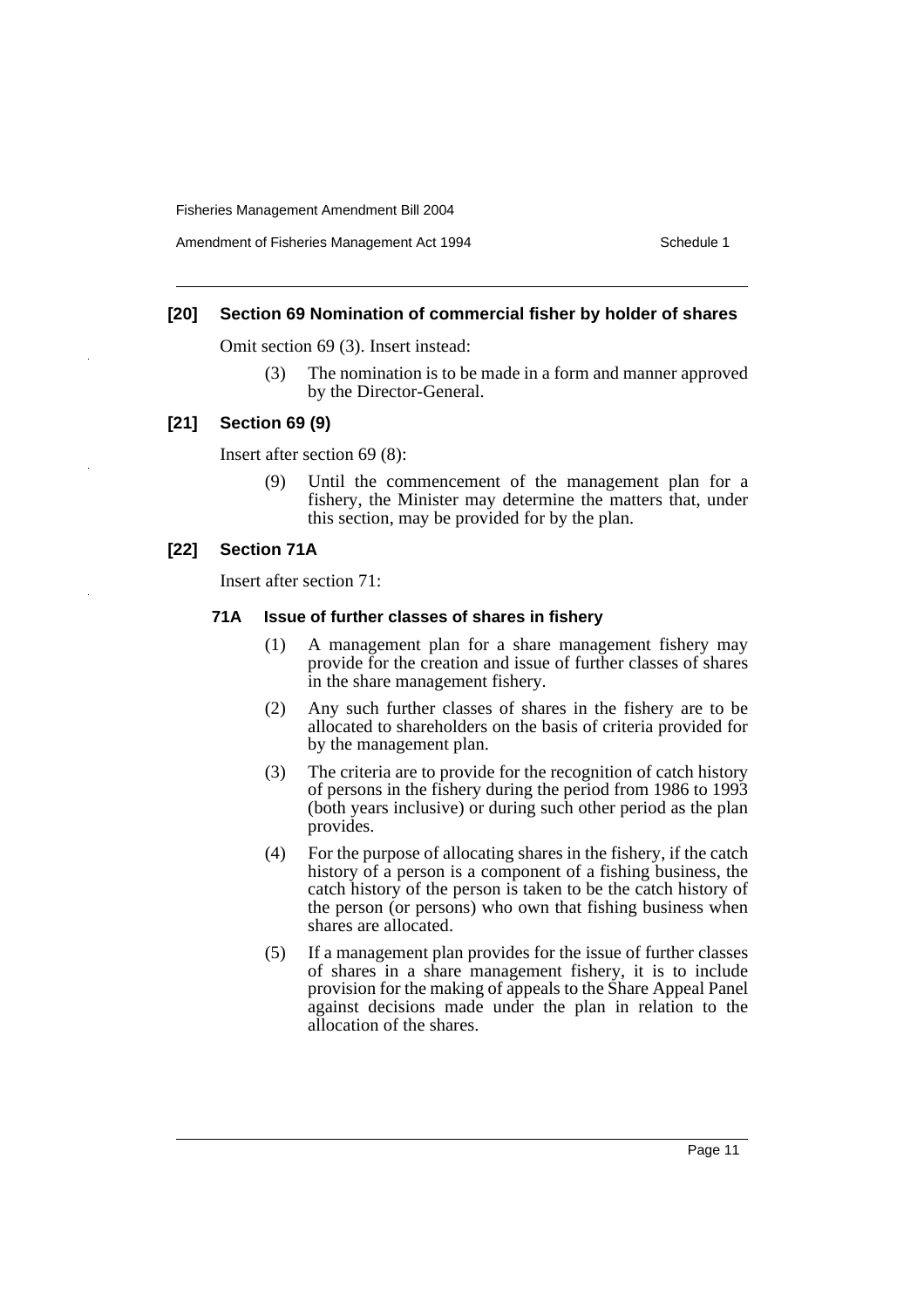### [20] Section 69 Nomination of commercial fisher by holder of shares

Omit section 69 (3). Insert instead:

(3) The nomination is to be made in a form and manner approved by the Director-General.

### [21] Section 69 (9)

Insert after section 69 (8):

(9) Until the commencement of the management plan for a fishery, the Minister may determine the matters that, under this section, may be provided for by the plan.

### [22] Section 71A

Insert after section 71:

#### 71A Issue of further classes of shares in fishery

(1) A management plan for a share management fishery may provide for the creation and issue of further classes of shares in the share management fishery.

(2) Any such further classes of shares in the fishery are to be allocated to shareholders on the basis of criteria provided for by the management plan.

(3) The criteria are to provide for the recognition of catch history of persons in the fishery during the period from 1986 to 1993 (both years inclusive) or during such other period as the plan provides.

(4) For the purpose of allocating shares in the fishery, if the catch history of a person is a component of a fishing business, the catch history of the person is taken to be the catch history of the person (or persons) who own that fishing business when shares are allocated.

(5) If a management plan provides for the issue of further classes of shares in a share management fishery, it is to include provision for the making of appeals to the Share Appeal Panel against decisions made under the plan in relation to the allocation of the shares.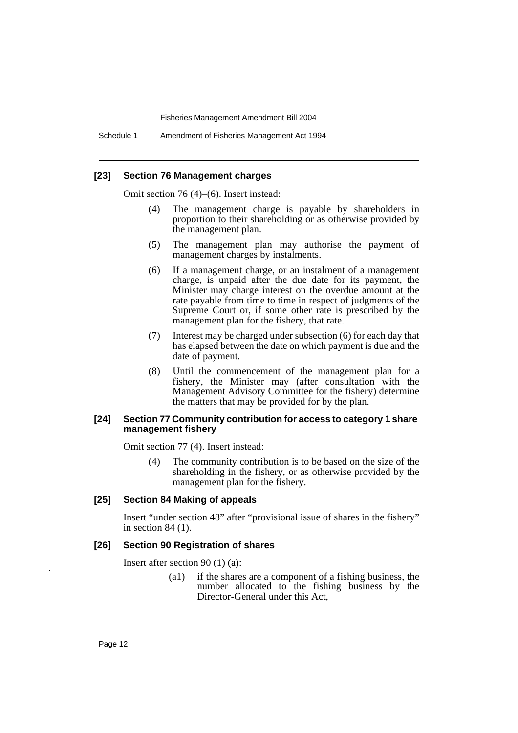### [23] Section 76 Management charges

Omit section 76 (4)–(6). Insert instead:

> (4) The management charge is payable by shareholders in proportion to their shareholding or as otherwise provided by the management plan.
>
> (5) The management plan may authorise the payment of management charges by instalments.
>
> (6) If a management charge, or an instalment of a management charge, is unpaid after the due date for its payment, the Minister may charge interest on the overdue amount at the rate payable from time to time in respect of judgments of the Supreme Court or, if some other rate is prescribed by the management plan for the fishery, that rate.
>
> (7) Interest may be charged under subsection (6) for each day that has elapsed between the date on which payment is due and the date of payment.
>
> (8) Until the commencement of the management plan for a fishery, the Minister may (after consultation with the Management Advisory Committee for the fishery) determine the matters that may be provided for by the plan.

### [24] Section 77 Community contribution for access to category 1 share management fishery

Omit section 77 (4). Insert instead:

> (4) The community contribution is to be based on the size of the shareholding in the fishery, or as otherwise provided by the management plan for the fishery.

### [25] Section 84 Making of appeals

Insert "under section 48" after "provisional issue of shares in the fishery" in section 84 (1).

### [26] Section 90 Registration of shares

Insert after section 90 (1) (a):

> (a1) if the shares are a component of a fishing business, the number allocated to the fishing business by the Director-General under this Act,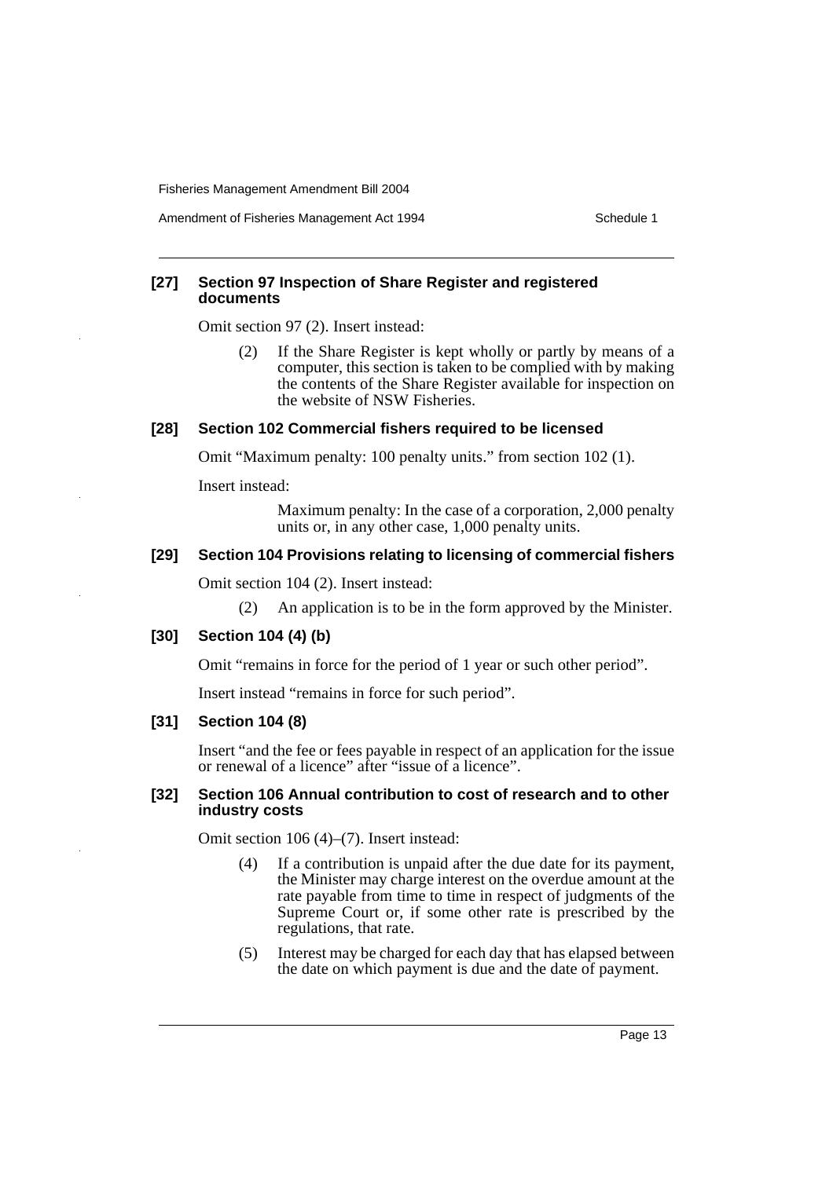**[27] Section 97 Inspection of Share Register and registered documents**

Omit section 97 (2). Insert instead:

> (2) If the Share Register is kept wholly or partly by means of a computer, this section is taken to be complied with by making the contents of the Share Register available for inspection on the website of NSW Fisheries.

**[28] Section 102 Commercial fishers required to be licensed**

Omit "Maximum penalty: 100 penalty units." from section 102 (1).

Insert instead:

> Maximum penalty: In the case of a corporation, 2,000 penalty units or, in any other case, 1,000 penalty units.

**[29] Section 104 Provisions relating to licensing of commercial fishers**

Omit section 104 (2). Insert instead:

> (2) An application is to be in the form approved by the Minister.

**[30] Section 104 (4) (b)**

Omit "remains in force for the period of 1 year or such other period".

Insert instead "remains in force for such period".

**[31] Section 104 (8)**

Insert "and the fee or fees payable in respect of an application for the issue or renewal of a licence" after "issue of a licence".

**[32] Section 106 Annual contribution to cost of research and to other industry costs**

Omit section 106 (4)–(7). Insert instead:

> (4) If a contribution is unpaid after the due date for its payment, the Minister may charge interest on the overdue amount at the rate payable from time to time in respect of judgments of the Supreme Court or, if some other rate is prescribed by the regulations, that rate.
>
> (5) Interest may be charged for each day that has elapsed between the date on which payment is due and the date of payment.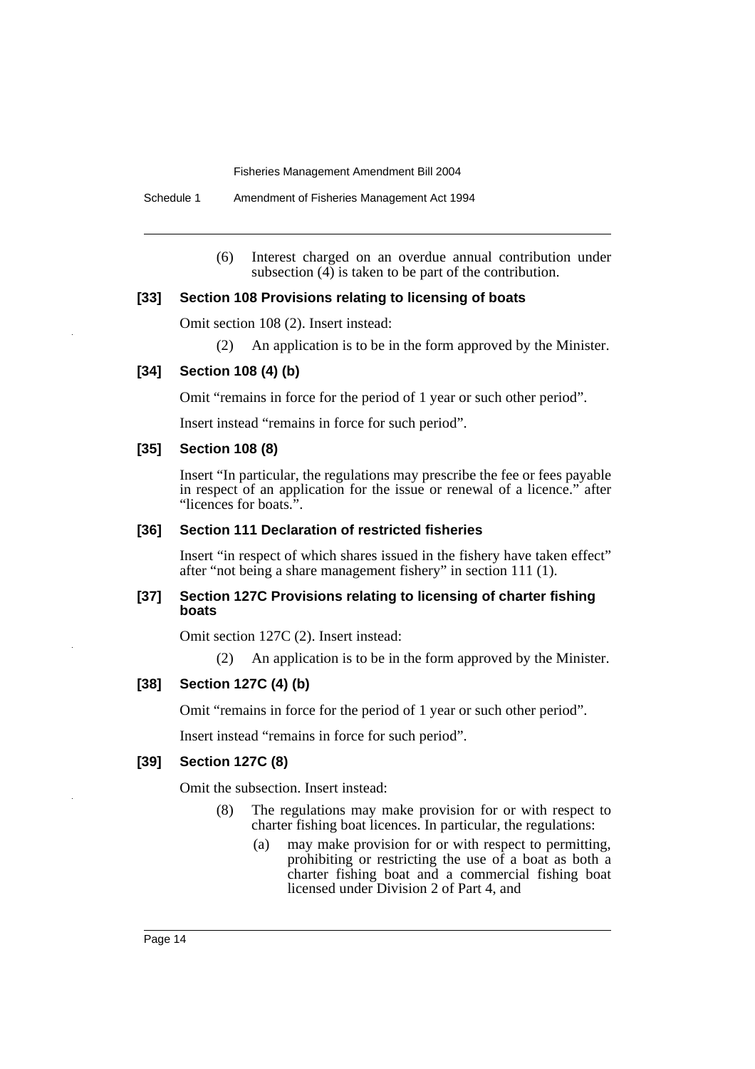(6) Interest charged on an overdue annual contribution under subsection (4) is taken to be part of the contribution.

**[33] Section 108 Provisions relating to licensing of boats**

Omit section 108 (2). Insert instead:

(2) An application is to be in the form approved by the Minister.

**[34] Section 108 (4) (b)**

Omit "remains in force for the period of 1 year or such other period".

Insert instead "remains in force for such period".

**[35] Section 108 (8)**

Insert "In particular, the regulations may prescribe the fee or fees payable in respect of an application for the issue or renewal of a licence." after "licences for boats.".

**[36] Section 111 Declaration of restricted fisheries**

Insert "in respect of which shares issued in the fishery have taken effect" after "not being a share management fishery" in section 111 (1).

**[37] Section 127C Provisions relating to licensing of charter fishing boats**

Omit section 127C (2). Insert instead:

(2) An application is to be in the form approved by the Minister.

**[38] Section 127C (4) (b)**

Omit "remains in force for the period of 1 year or such other period".

Insert instead "remains in force for such period".

**[39] Section 127C (8)**

Omit the subsection. Insert instead:

(8) The regulations may make provision for or with respect to charter fishing boat licences. In particular, the regulations:

(a) may make provision for or with respect to permitting, prohibiting or restricting the use of a boat as both a charter fishing boat and a commercial fishing boat licensed under Division 2 of Part 4, and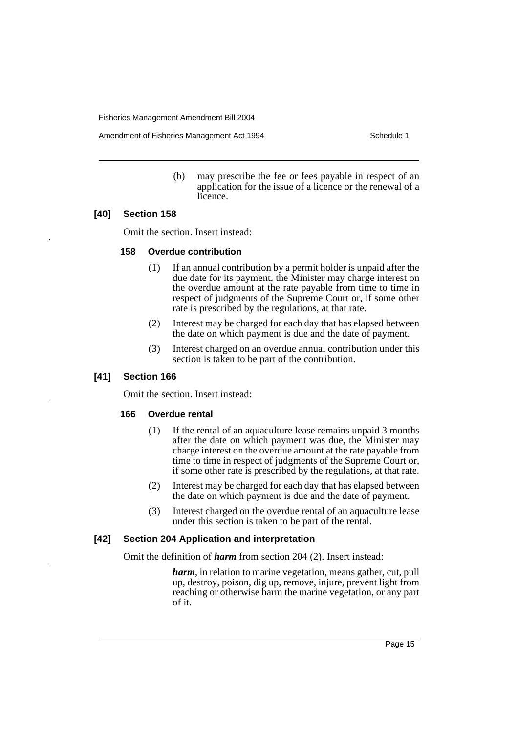(b) may prescribe the fee or fees payable in respect of an application for the issue of a licence or the renewal of a licence.

### [40] Section 158

Omit the section. Insert instead:

#### 158 Overdue contribution

(1) If an annual contribution by a permit holder is unpaid after the due date for its payment, the Minister may charge interest on the overdue amount at the rate payable from time to time in respect of judgments of the Supreme Court or, if some other rate is prescribed by the regulations, at that rate.

(2) Interest may be charged for each day that has elapsed between the date on which payment is due and the date of payment.

(3) Interest charged on an overdue annual contribution under this section is taken to be part of the contribution.

### [41] Section 166

Omit the section. Insert instead:

#### 166 Overdue rental

(1) If the rental of an aquaculture lease remains unpaid 3 months after the date on which payment was due, the Minister may charge interest on the overdue amount at the rate payable from time to time in respect of judgments of the Supreme Court or, if some other rate is prescribed by the regulations, at that rate.

(2) Interest may be charged for each day that has elapsed between the date on which payment is due and the date of payment.

(3) Interest charged on the overdue rental of an aquaculture lease under this section is taken to be part of the rental.

### [42] Section 204 Application and interpretation

Omit the definition of ***harm*** from section 204 (2). Insert instead:

***harm***, in relation to marine vegetation, means gather, cut, pull up, destroy, poison, dig up, remove, injure, prevent light from reaching or otherwise harm the marine vegetation, or any part of it.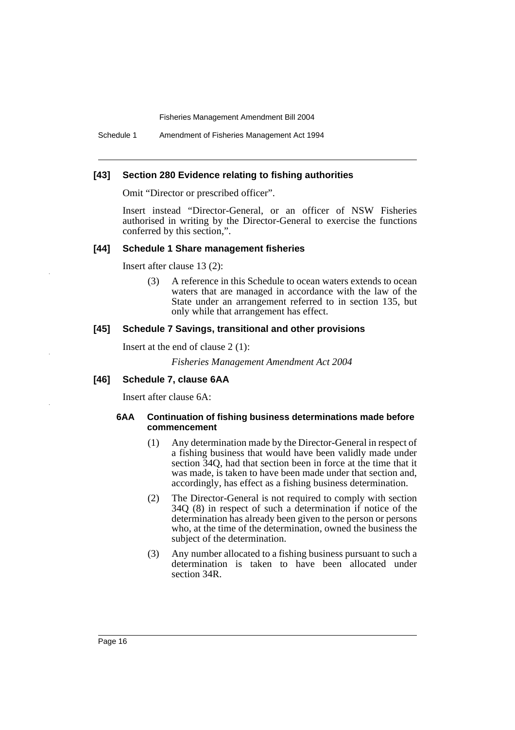### [43] Section 280 Evidence relating to fishing authorities

Omit "Director or prescribed officer".

Insert instead "Director-General, or an officer of NSW Fisheries authorised in writing by the Director-General to exercise the functions conferred by this section,".

### [44] Schedule 1 Share management fisheries

Insert after clause 13 (2):

> (3) A reference in this Schedule to ocean waters extends to ocean waters that are managed in accordance with the law of the State under an arrangement referred to in section 135, but only while that arrangement has effect.

### [45] Schedule 7 Savings, transitional and other provisions

Insert at the end of clause 2 (1):

> *Fisheries Management Amendment Act 2004*

### [46] Schedule 7, clause 6AA

Insert after clause 6A:

#### 6AA Continuation of fishing business determinations made before commencement

> (1) Any determination made by the Director-General in respect of a fishing business that would have been validly made under section 34Q, had that section been in force at the time that it was made, is taken to have been made under that section and, accordingly, has effect as a fishing business determination.
>
> (2) The Director-General is not required to comply with section 34Q (8) in respect of such a determination if notice of the determination has already been given to the person or persons who, at the time of the determination, owned the business the subject of the determination.
>
> (3) Any number allocated to a fishing business pursuant to such a determination is taken to have been allocated under section 34R.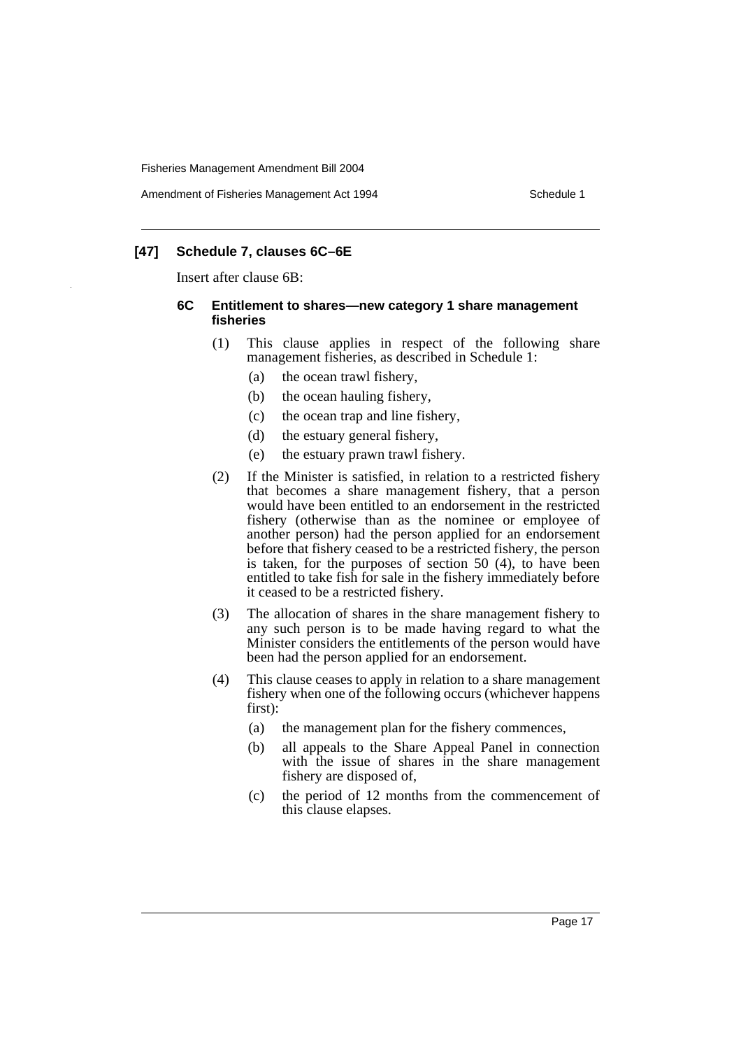### [47] Schedule 7, clauses 6C–6E

Insert after clause 6B:

#### 6C Entitlement to shares—new category 1 share management fisheries

(1) This clause applies in respect of the following share management fisheries, as described in Schedule 1:

- (a) the ocean trawl fishery,
- (b) the ocean hauling fishery,
- (c) the ocean trap and line fishery,
- (d) the estuary general fishery,
- (e) the estuary prawn trawl fishery.

(2) If the Minister is satisfied, in relation to a restricted fishery that becomes a share management fishery, that a person would have been entitled to an endorsement in the restricted fishery (otherwise than as the nominee or employee of another person) had the person applied for an endorsement before that fishery ceased to be a restricted fishery, the person is taken, for the purposes of section 50 (4), to have been entitled to take fish for sale in the fishery immediately before it ceased to be a restricted fishery.

(3) The allocation of shares in the share management fishery to any such person is to be made having regard to what the Minister considers the entitlements of the person would have been had the person applied for an endorsement.

(4) This clause ceases to apply in relation to a share management fishery when one of the following occurs (whichever happens first):

- (a) the management plan for the fishery commences,
- (b) all appeals to the Share Appeal Panel in connection with the issue of shares in the share management fishery are disposed of,
- (c) the period of 12 months from the commencement of this clause elapses.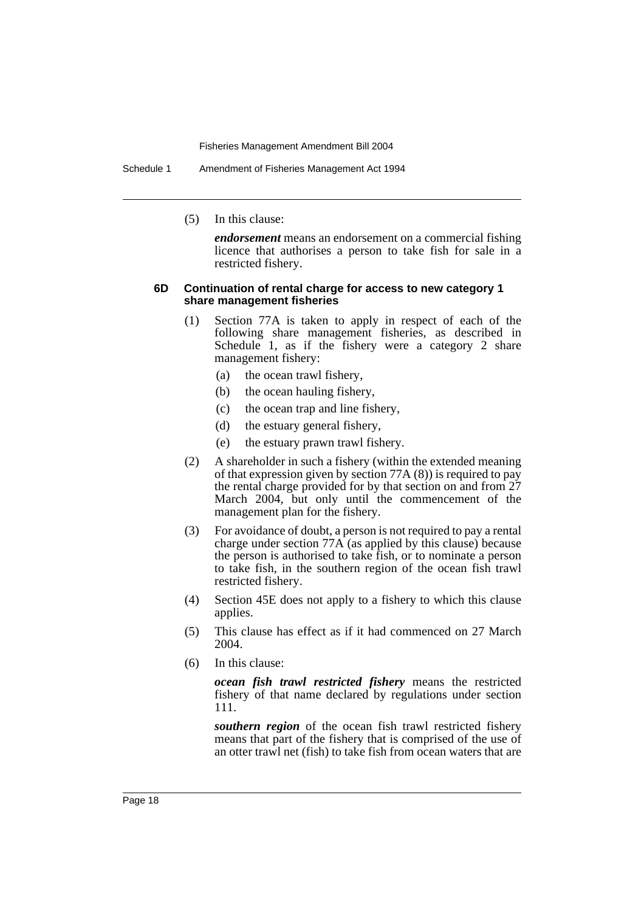(5) In this clause:

*endorsement* means an endorsement on a commercial fishing licence that authorises a person to take fish for sale in a restricted fishery.

#### 6D Continuation of rental charge for access to new category 1 share management fisheries

(1) Section 77A is taken to apply in respect of each of the following share management fisheries, as described in Schedule 1, as if the fishery were a category 2 share management fishery:

- (a) the ocean trawl fishery,
- (b) the ocean hauling fishery,
- (c) the ocean trap and line fishery,
- (d) the estuary general fishery,
- (e) the estuary prawn trawl fishery.

(2) A shareholder in such a fishery (within the extended meaning of that expression given by section 77A (8)) is required to pay the rental charge provided for by that section on and from 27 March 2004, but only until the commencement of the management plan for the fishery.

(3) For avoidance of doubt, a person is not required to pay a rental charge under section 77A (as applied by this clause) because the person is authorised to take fish, or to nominate a person to take fish, in the southern region of the ocean fish trawl restricted fishery.

(4) Section 45E does not apply to a fishery to which this clause applies.

(5) This clause has effect as if it had commenced on 27 March 2004.

(6) In this clause:

*ocean fish trawl restricted fishery* means the restricted fishery of that name declared by regulations under section 111.

*southern region* of the ocean fish trawl restricted fishery means that part of the fishery that is comprised of the use of an otter trawl net (fish) to take fish from ocean waters that are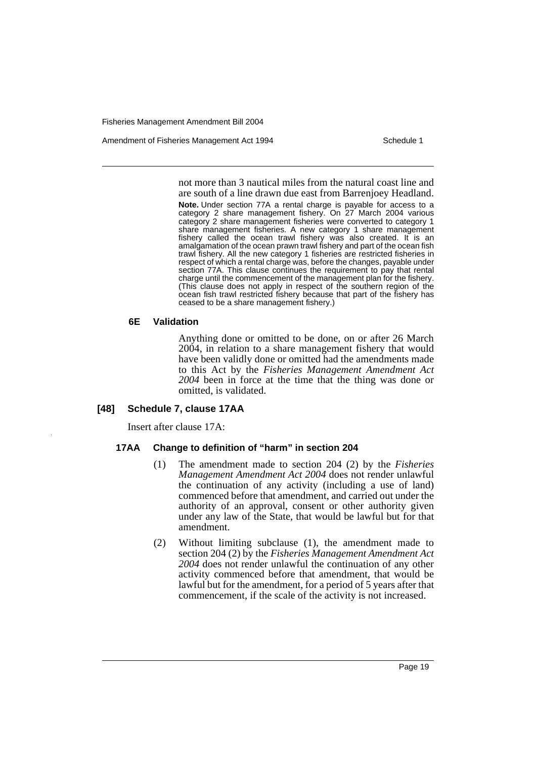not more than 3 nautical miles from the natural coast line and are south of a line drawn due east from Barrenjoey Headland.

**Note.** Under section 77A a rental charge is payable for access to a category 2 share management fishery. On 27 March 2004 various category 2 share management fisheries were converted to category 1 share management fisheries. A new category 1 share management fishery called the ocean trawl fishery was also created. It is an amalgamation of the ocean prawn trawl fishery and part of the ocean fish trawl fishery. All the new category 1 fisheries are restricted fisheries in respect of which a rental charge was, before the changes, payable under section 77A. This clause continues the requirement to pay that rental charge until the commencement of the management plan for the fishery. (This clause does not apply in respect of the southern region of the ocean fish trawl restricted fishery because that part of the fishery has ceased to be a share management fishery.)

#### 6E Validation

Anything done or omitted to be done, on or after 26 March 2004, in relation to a share management fishery that would have been validly done or omitted had the amendments made to this Act by the *Fisheries Management Amendment Act 2004* been in force at the time that the thing was done or omitted, is validated.

### [48] Schedule 7, clause 17AA

Insert after clause 17A:

#### 17AA Change to definition of "harm" in section 204

(1) The amendment made to section 204 (2) by the *Fisheries Management Amendment Act 2004* does not render unlawful the continuation of any activity (including a use of land) commenced before that amendment, and carried out under the authority of an approval, consent or other authority given under any law of the State, that would be lawful but for that amendment.

(2) Without limiting subclause (1), the amendment made to section 204 (2) by the *Fisheries Management Amendment Act 2004* does not render unlawful the continuation of any other activity commenced before that amendment, that would be lawful but for the amendment, for a period of 5 years after that commencement, if the scale of the activity is not increased.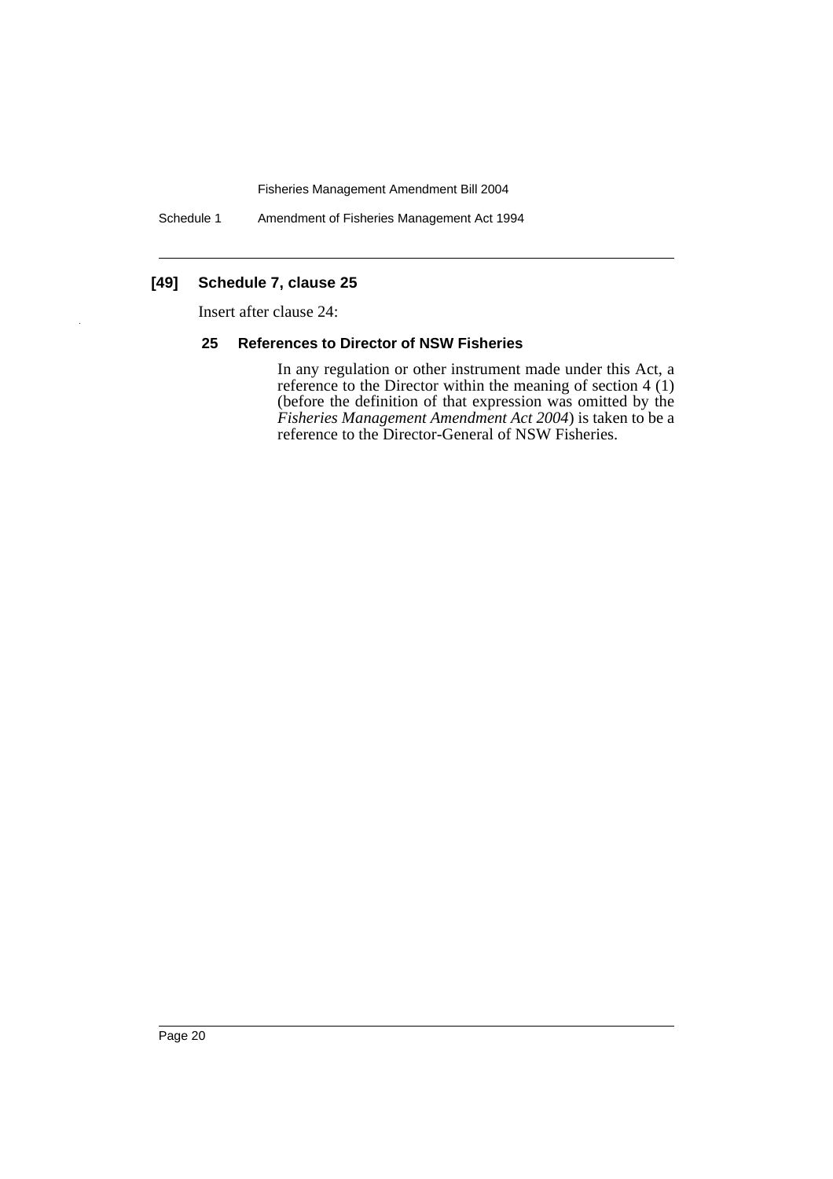**[49] Schedule 7, clause 25**

Insert after clause 24:

**25 References to Director of NSW Fisheries**

In any regulation or other instrument made under this Act, a reference to the Director within the meaning of section 4 (1) (before the definition of that expression was omitted by the *Fisheries Management Amendment Act 2004*) is taken to be a reference to the Director-General of NSW Fisheries.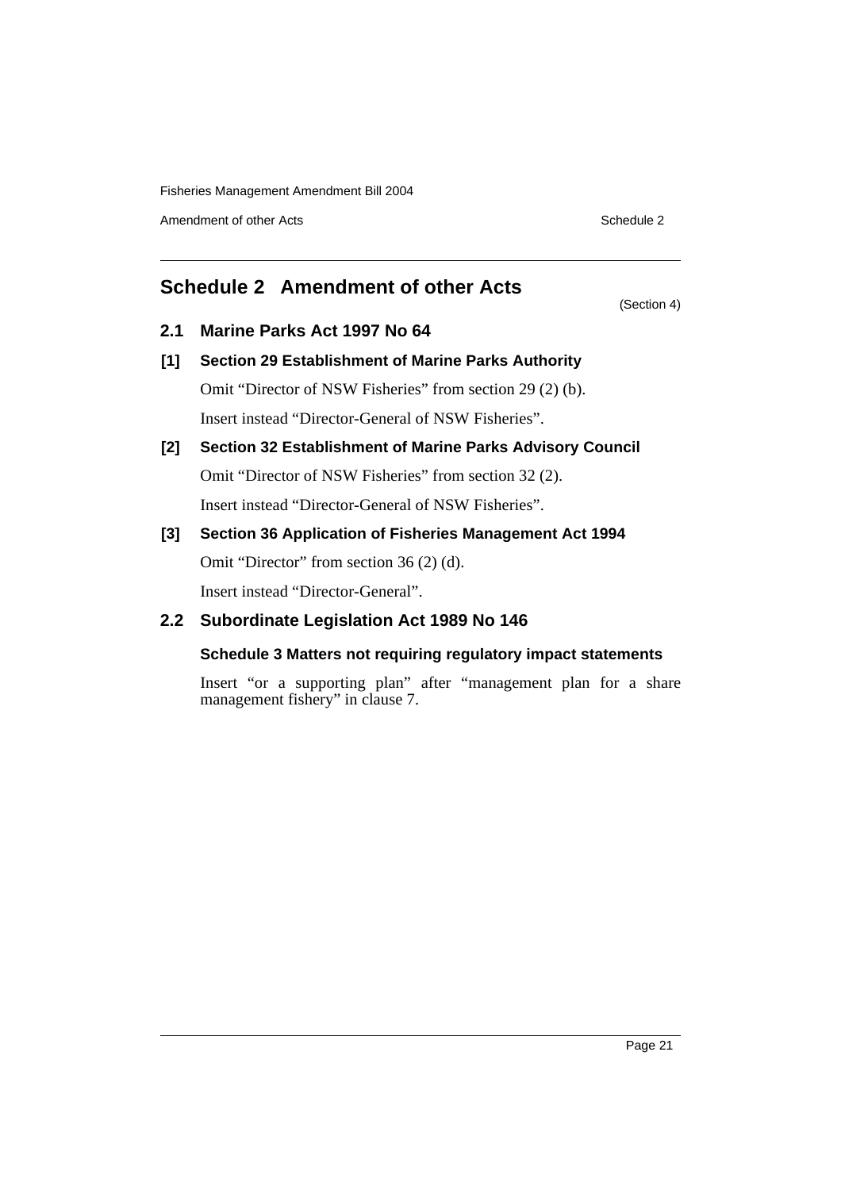## Schedule 2 Amendment of other Acts

(Section 4)

### 2.1 Marine Parks Act 1997 No 64

#### [1] Section 29 Establishment of Marine Parks Authority

Omit "Director of NSW Fisheries" from section 29 (2) (b).

Insert instead "Director-General of NSW Fisheries".

#### [2] Section 32 Establishment of Marine Parks Advisory Council

Omit "Director of NSW Fisheries" from section 32 (2).

Insert instead "Director-General of NSW Fisheries".

#### [3] Section 36 Application of Fisheries Management Act 1994

Omit "Director" from section 36 (2) (d).

Insert instead "Director-General".

### 2.2 Subordinate Legislation Act 1989 No 146

#### Schedule 3 Matters not requiring regulatory impact statements

Insert "or a supporting plan" after "management plan for a share management fishery" in clause 7.